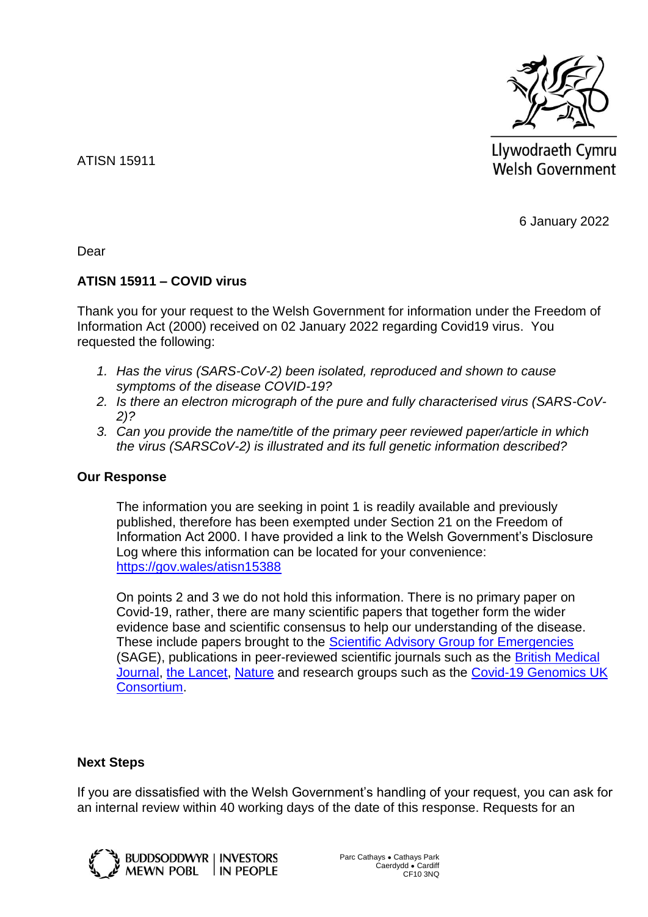ATISN 15911

Llywodraeth Cymru
Welsh Government

6 January 2022

Dear

**ATISN 15911 – COVID virus**

Thank you for your request to the Welsh Government for information under the Freedom of Information Act (2000) received on 02 January 2022 regarding Covid19 virus. You requested the following:

1. *Has the virus (SARS-CoV-2) been isolated, reproduced and shown to cause symptoms of the disease COVID-19?*
2. *Is there an electron micrograph of the pure and fully characterised virus (SARS-CoV-2)?*
3. *Can you provide the name/title of the primary peer reviewed paper/article in which the virus (SARSCoV-2) is illustrated and its full genetic information described?*

**Our Response**

The information you are seeking in point 1 is readily available and previously published, therefore has been exempted under Section 21 on the Freedom of Information Act 2000. I have provided a link to the Welsh Government's Disclosure Log where this information can be located for your convenience: https://gov.wales/atisn15388

On points 2 and 3 we do not hold this information. There is no primary paper on Covid-19, rather, there are many scientific papers that together form the wider evidence base and scientific consensus to help our understanding of the disease. These include papers brought to the Scientific Advisory Group for Emergencies (SAGE), publications in peer-reviewed scientific journals such as the British Medical Journal, the Lancet, Nature and research groups such as the Covid-19 Genomics UK Consortium.

**Next Steps**

If you are dissatisfied with the Welsh Government's handling of your request, you can ask for an internal review within 40 working days of the date of this response. Requests for an

BUDDSODDWYR MEWN POBL | INVESTORS IN PEOPLE

Parc Cathays • Cathays Park
Caerdydd • Cardiff
CF10 3NQ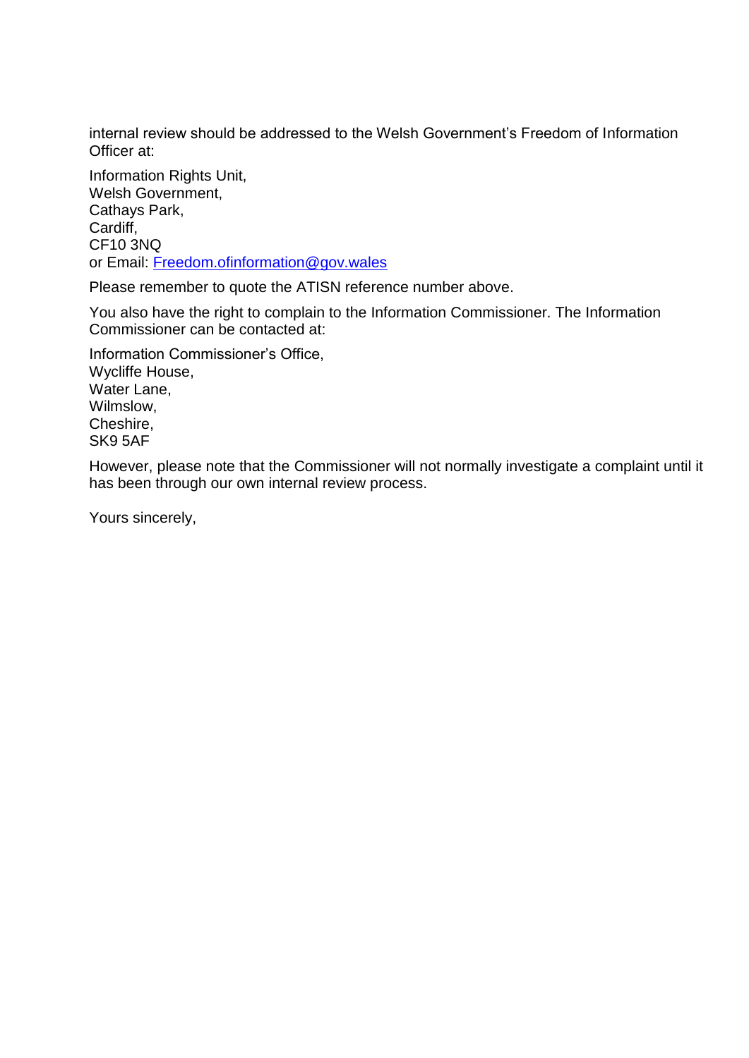internal review should be addressed to the Welsh Government's Freedom of Information Officer at:

Information Rights Unit,  
Welsh Government,  
Cathays Park,  
Cardiff,  
CF10 3NQ  
or Email: Freedom.ofinformation@gov.wales

Please remember to quote the ATISN reference number above.

You also have the right to complain to the Information Commissioner. The Information Commissioner can be contacted at:

Information Commissioner's Office,  
Wycliffe House,  
Water Lane,  
Wilmslow,  
Cheshire,  
SK9 5AF

However, please note that the Commissioner will not normally investigate a complaint until it has been through our own internal review process.

Yours sincerely,